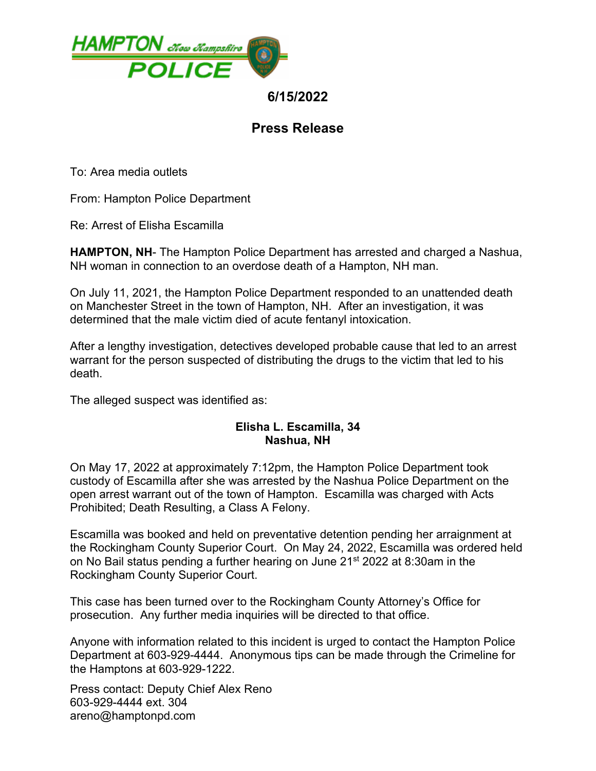**HAMPTON** *New Hampshire* **POLICE**

**6/15/2022**

## Press Release

To: Area media outlets

From: Hampton Police Department

Re: Arrest of Elisha Escamilla

**HAMPTON, NH**- The Hampton Police Department has arrested and charged a Nashua, NH woman in connection to an overdose death of a Hampton, NH man.

On July 11, 2021, the Hampton Police Department responded to an unattended death on Manchester Street in the town of Hampton, NH. After an investigation, it was determined that the male victim died of acute fentanyl intoxication.

After a lengthy investigation, detectives developed probable cause that led to an arrest warrant for the person suspected of distributing the drugs to the victim that led to his death.

The alleged suspect was identified as:

**Elisha L. Escamilla, 34**
**Nashua, NH**

On May 17, 2022 at approximately 7:12pm, the Hampton Police Department took custody of Escamilla after she was arrested by the Nashua Police Department on the open arrest warrant out of the town of Hampton. Escamilla was charged with Acts Prohibited; Death Resulting, a Class A Felony.

Escamilla was booked and held on preventative detention pending her arraignment at the Rockingham County Superior Court. On May 24, 2022, Escamilla was ordered held on No Bail status pending a further hearing on June 21st 2022 at 8:30am in the Rockingham County Superior Court.

This case has been turned over to the Rockingham County Attorney's Office for prosecution. Any further media inquiries will be directed to that office.

Anyone with information related to this incident is urged to contact the Hampton Police Department at 603-929-4444. Anonymous tips can be made through the Crimeline for the Hamptons at 603-929-1222.

Press contact: Deputy Chief Alex Reno
603-929-4444 ext. 304
areno@hamptonpd.com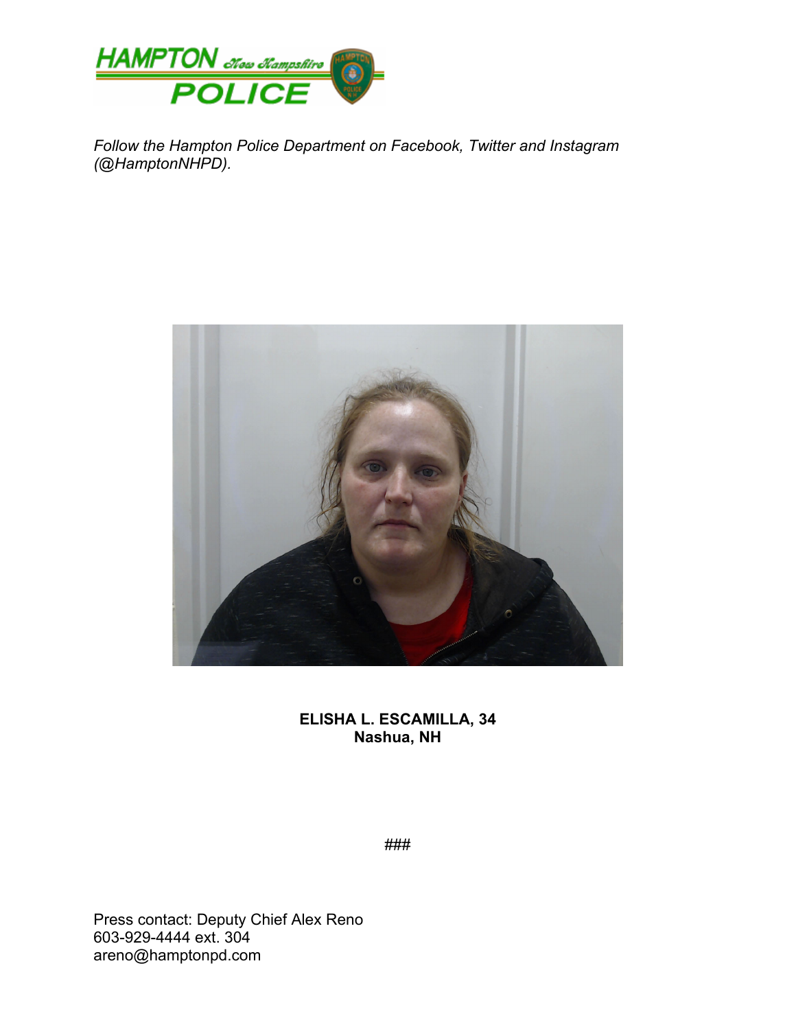HAMPTON New Hampshire POLICE

*Follow the Hampton Police Department on Facebook, Twitter and Instagram (@HamptonNHPD).*

**ELISHA L. ESCAMILLA, 34**
**Nashua, NH**

###

Press contact: Deputy Chief Alex Reno
603-929-4444 ext. 304
areno@hamptonpd.com